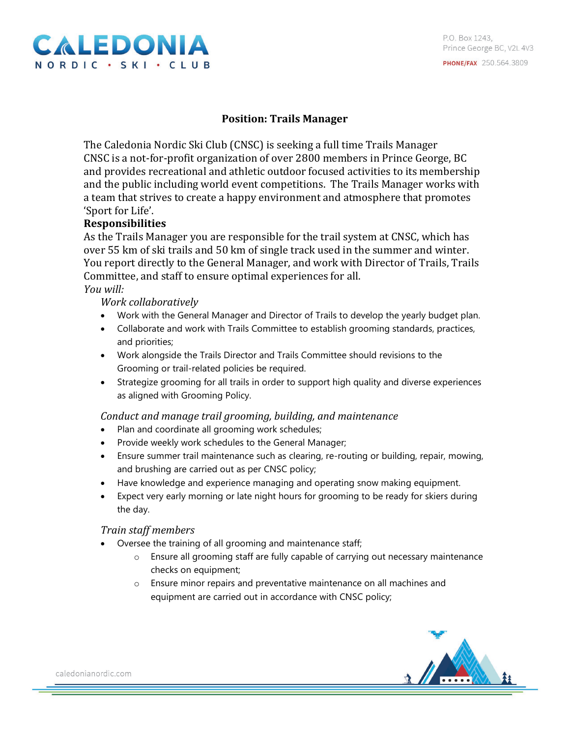CALEDONIA
NORDIC • SKI • CLUB

P.O. Box 1243,
Prince George BC, V2L 4V3
PHONE/FAX 250.564.3809

## Position: Trails Manager

The Caledonia Nordic Ski Club (CNSC) is seeking a full time Trails Manager
CNSC is a not-for-profit organization of over 2800 members in Prince George, BC and provides recreational and athletic outdoor focused activities to its membership and the public including world event competitions. The Trails Manager works with a team that strives to create a happy environment and atmosphere that promotes 'Sport for Life'.

**Responsibilities**

As the Trails Manager you are responsible for the trail system at CNSC, which has over 55 km of ski trails and 50 km of single track used in the summer and winter. You report directly to the General Manager, and work with Director of Trails, Trails Committee, and staff to ensure optimal experiences for all.

*You will:*

*Work collaboratively*

- Work with the General Manager and Director of Trails to develop the yearly budget plan.
- Collaborate and work with Trails Committee to establish grooming standards, practices, and priorities;
- Work alongside the Trails Director and Trails Committee should revisions to the Grooming or trail-related policies be required.
- Strategize grooming for all trails in order to support high quality and diverse experiences as aligned with Grooming Policy.

*Conduct and manage trail grooming, building, and maintenance*

- Plan and coordinate all grooming work schedules;
- Provide weekly work schedules to the General Manager;
- Ensure summer trail maintenance such as clearing, re-routing or building, repair, mowing, and brushing are carried out as per CNSC policy;
- Have knowledge and experience managing and operating snow making equipment.
- Expect very early morning or late night hours for grooming to be ready for skiers during the day.

*Train staff members*

- Oversee the training of all grooming and maintenance staff;
  - Ensure all grooming staff are fully capable of carrying out necessary maintenance checks on equipment;
  - Ensure minor repairs and preventative maintenance on all machines and equipment are carried out in accordance with CNSC policy;

caledonianordic.com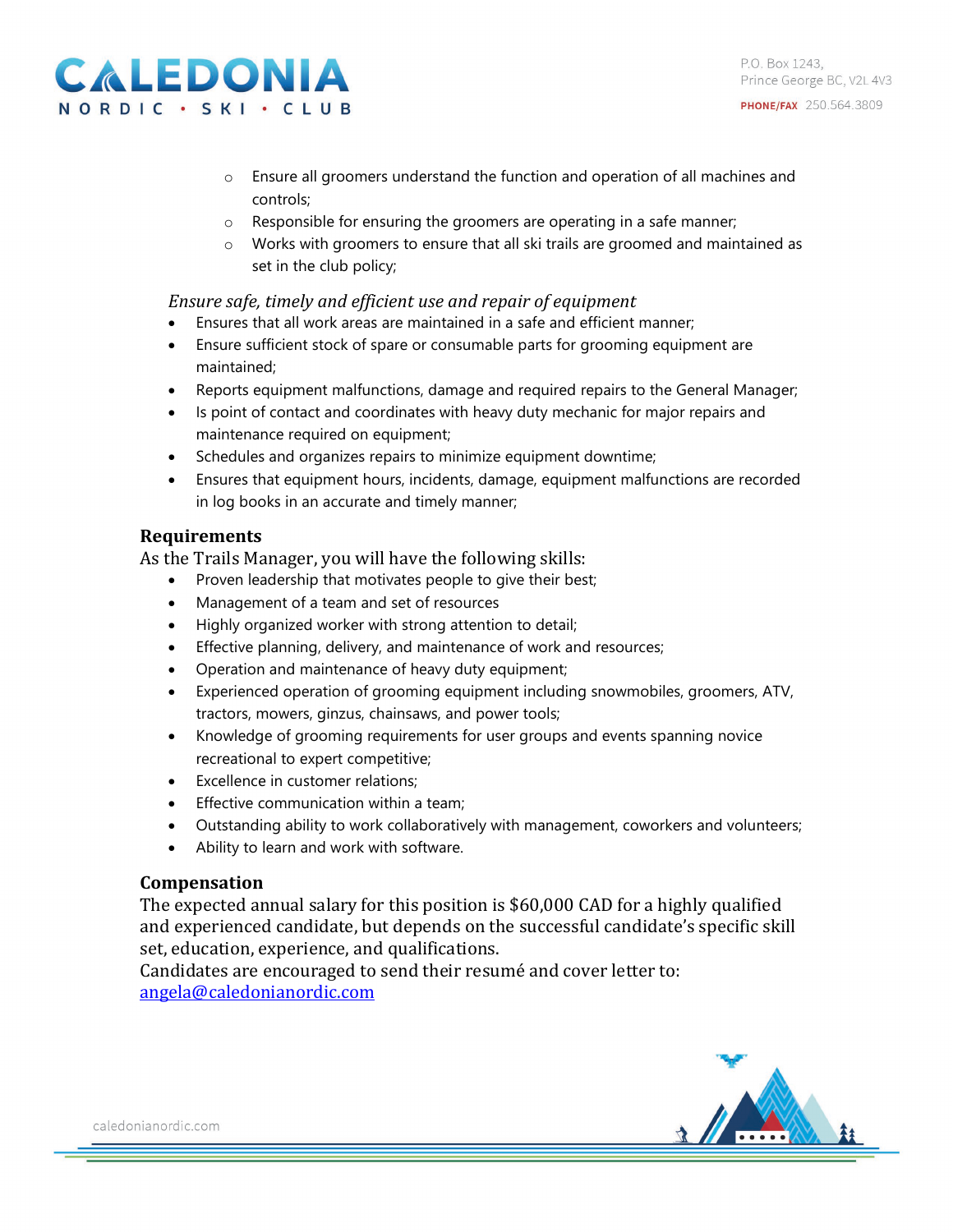- Ensure all groomers understand the function and operation of all machines and controls;
- Responsible for ensuring the groomers are operating in a safe manner;
- Works with groomers to ensure that all ski trails are groomed and maintained as set in the club policy;

*Ensure safe, timely and efficient use and repair of equipment*

- Ensures that all work areas are maintained in a safe and efficient manner;
- Ensure sufficient stock of spare or consumable parts for grooming equipment are maintained;
- Reports equipment malfunctions, damage and required repairs to the General Manager;
- Is point of contact and coordinates with heavy duty mechanic for major repairs and maintenance required on equipment;
- Schedules and organizes repairs to minimize equipment downtime;
- Ensures that equipment hours, incidents, damage, equipment malfunctions are recorded in log books in an accurate and timely manner;

## Requirements

As the Trails Manager, you will have the following skills:

- Proven leadership that motivates people to give their best;
- Management of a team and set of resources
- Highly organized worker with strong attention to detail;
- Effective planning, delivery, and maintenance of work and resources;
- Operation and maintenance of heavy duty equipment;
- Experienced operation of grooming equipment including snowmobiles, groomers, ATV, tractors, mowers, ginzus, chainsaws, and power tools;
- Knowledge of grooming requirements for user groups and events spanning novice recreational to expert competitive;
- Excellence in customer relations;
- Effective communication within a team;
- Outstanding ability to work collaboratively with management, coworkers and volunteers;
- Ability to learn and work with software.

## Compensation

The expected annual salary for this position is $60,000 CAD for a highly qualified and experienced candidate, but depends on the successful candidate's specific skill set, education, experience, and qualifications.

Candidates are encouraged to send their resumé and cover letter to: angela@caledonianordic.com